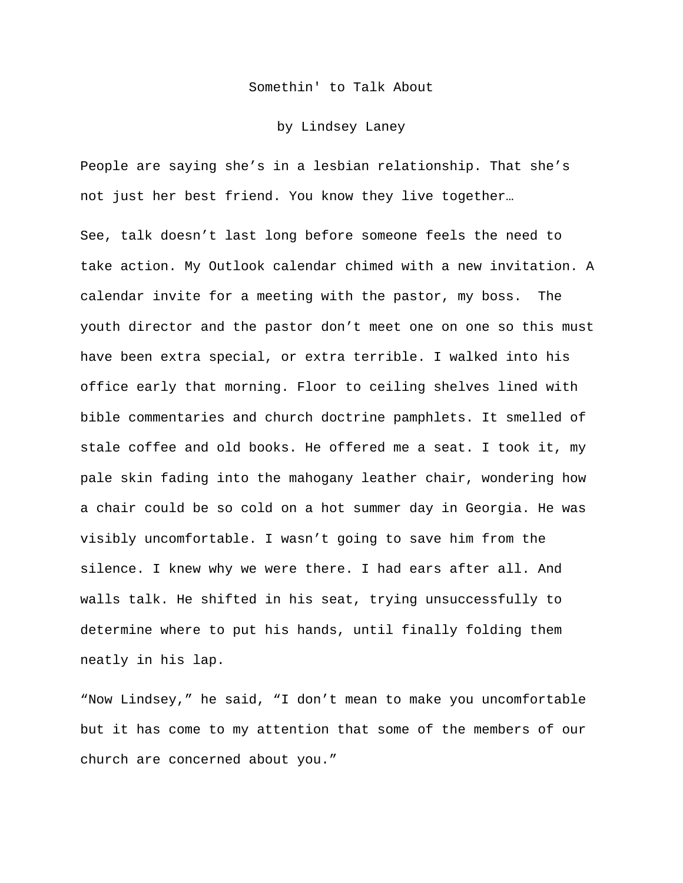# Somethin' to Talk About

by Lindsey Laney

People are saying she's in a lesbian relationship. That she's not just her best friend. You know they live together…

See, talk doesn't last long before someone feels the need to take action. My Outlook calendar chimed with a new invitation. A calendar invite for a meeting with the pastor, my boss. The youth director and the pastor don't meet one on one so this must have been extra special, or extra terrible. I walked into his office early that morning. Floor to ceiling shelves lined with bible commentaries and church doctrine pamphlets. It smelled of stale coffee and old books. He offered me a seat. I took it, my pale skin fading into the mahogany leather chair, wondering how a chair could be so cold on a hot summer day in Georgia. He was visibly uncomfortable. I wasn't going to save him from the silence. I knew why we were there. I had ears after all. And walls talk. He shifted in his seat, trying unsuccessfully to determine where to put his hands, until finally folding them neatly in his lap.

"Now Lindsey," he said, "I don't mean to make you uncomfortable but it has come to my attention that some of the members of our church are concerned about you."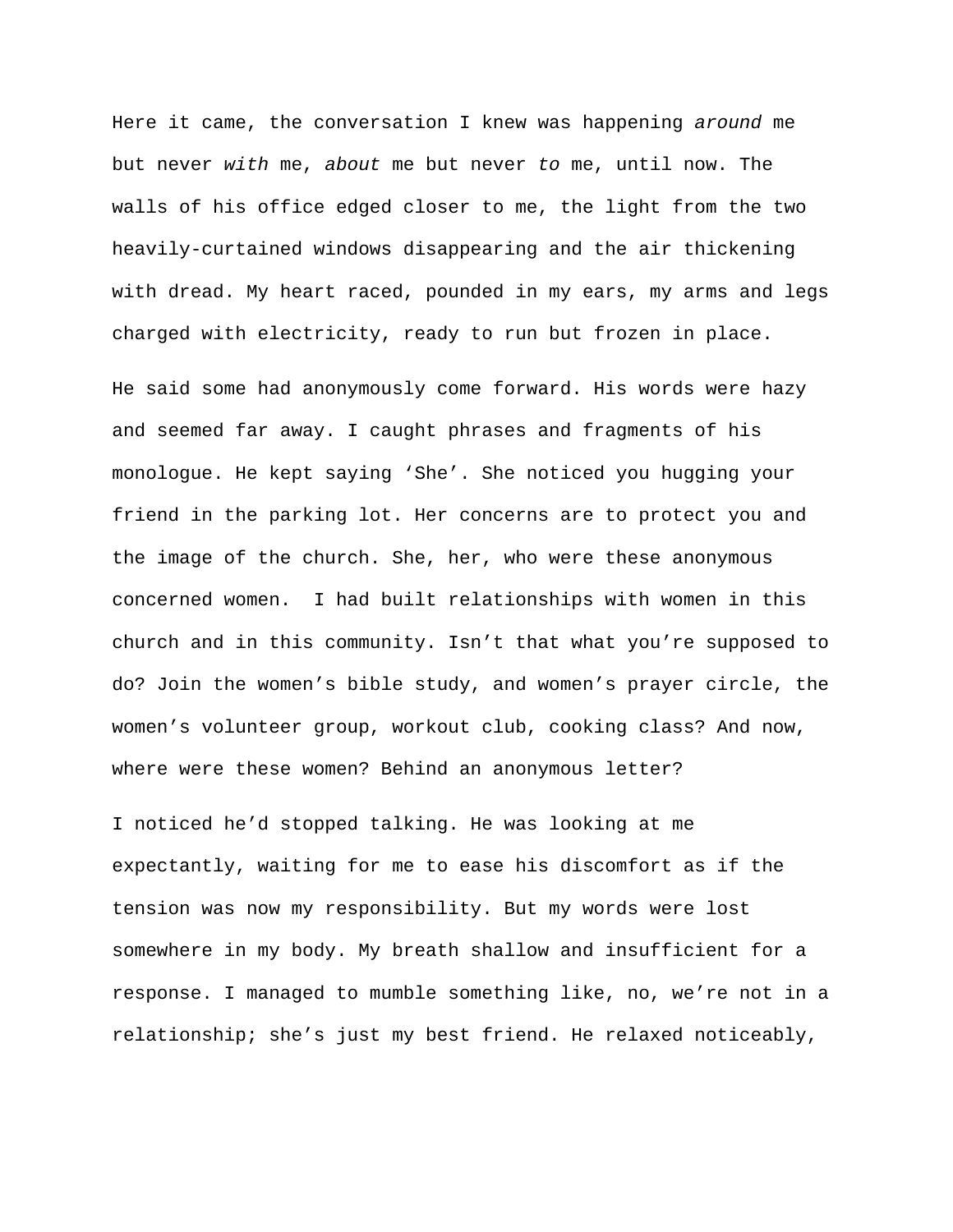Here it came, the conversation I knew was happening *around* me but never *with* me, *about* me but never *to* me, until now. The walls of his office edged closer to me, the light from the two heavily-curtained windows disappearing and the air thickening with dread. My heart raced, pounded in my ears, my arms and legs charged with electricity, ready to run but frozen in place.

He said some had anonymously come forward. His words were hazy and seemed far away. I caught phrases and fragments of his monologue. He kept saying 'She'. She noticed you hugging your friend in the parking lot. Her concerns are to protect you and the image of the church. She, her, who were these anonymous concerned women. I had built relationships with women in this church and in this community. Isn't that what you're supposed to do? Join the women's bible study, and women's prayer circle, the women's volunteer group, workout club, cooking class? And now, where were these women? Behind an anonymous letter?

I noticed he'd stopped talking. He was looking at me expectantly, waiting for me to ease his discomfort as if the tension was now my responsibility. But my words were lost somewhere in my body. My breath shallow and insufficient for a response. I managed to mumble something like, no, we're not in a relationship; she's just my best friend. He relaxed noticeably,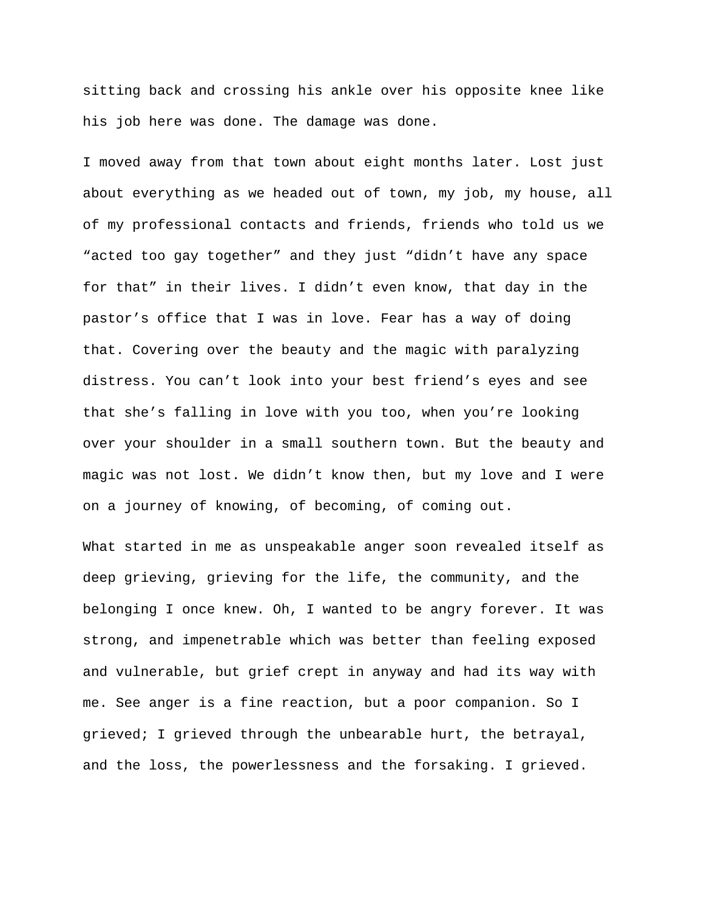sitting back and crossing his ankle over his opposite knee like his job here was done. The damage was done.

I moved away from that town about eight months later. Lost just about everything as we headed out of town, my job, my house, all of my professional contacts and friends, friends who told us we “acted too gay together” and they just “didn’t have any space for that” in their lives. I didn’t even know, that day in the pastor’s office that I was in love. Fear has a way of doing that. Covering over the beauty and the magic with paralyzing distress. You can’t look into your best friend’s eyes and see that she’s falling in love with you too, when you’re looking over your shoulder in a small southern town. But the beauty and magic was not lost. We didn’t know then, but my love and I were on a journey of knowing, of becoming, of coming out.

What started in me as unspeakable anger soon revealed itself as deep grieving, grieving for the life, the community, and the belonging I once knew. Oh, I wanted to be angry forever. It was strong, and impenetrable which was better than feeling exposed and vulnerable, but grief crept in anyway and had its way with me. See anger is a fine reaction, but a poor companion. So I grieved; I grieved through the unbearable hurt, the betrayal, and the loss, the powerlessness and the forsaking. I grieved.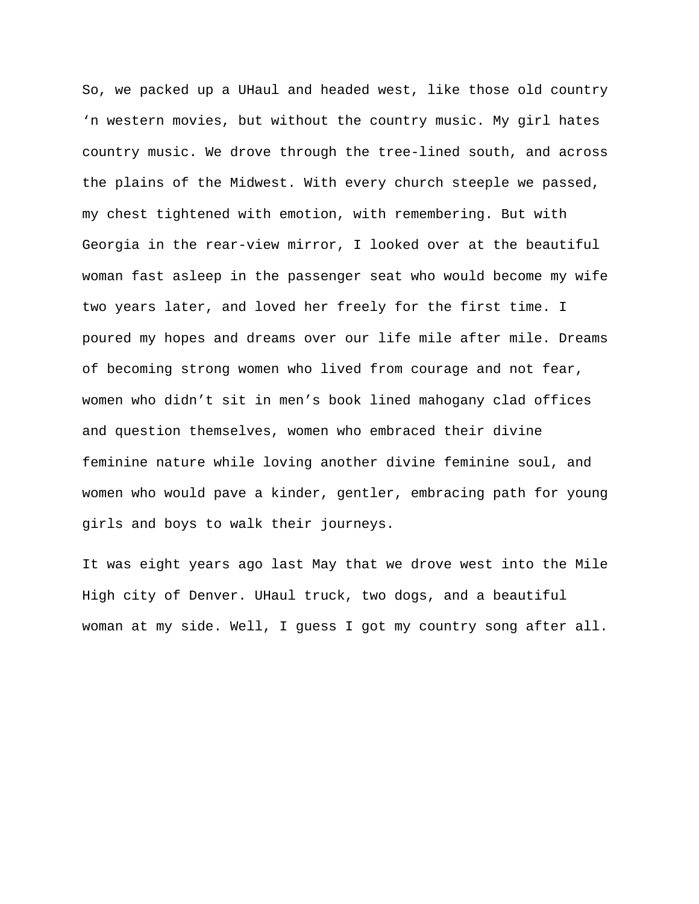So, we packed up a UHaul and headed west, like those old country 'n western movies, but without the country music. My girl hates country music. We drove through the tree-lined south, and across the plains of the Midwest. With every church steeple we passed, my chest tightened with emotion, with remembering. But with Georgia in the rear-view mirror, I looked over at the beautiful woman fast asleep in the passenger seat who would become my wife two years later, and loved her freely for the first time. I poured my hopes and dreams over our life mile after mile. Dreams of becoming strong women who lived from courage and not fear, women who didn't sit in men's book lined mahogany clad offices and question themselves, women who embraced their divine feminine nature while loving another divine feminine soul, and women who would pave a kinder, gentler, embracing path for young girls and boys to walk their journeys.

It was eight years ago last May that we drove west into the Mile High city of Denver. UHaul truck, two dogs, and a beautiful woman at my side. Well, I guess I got my country song after all.